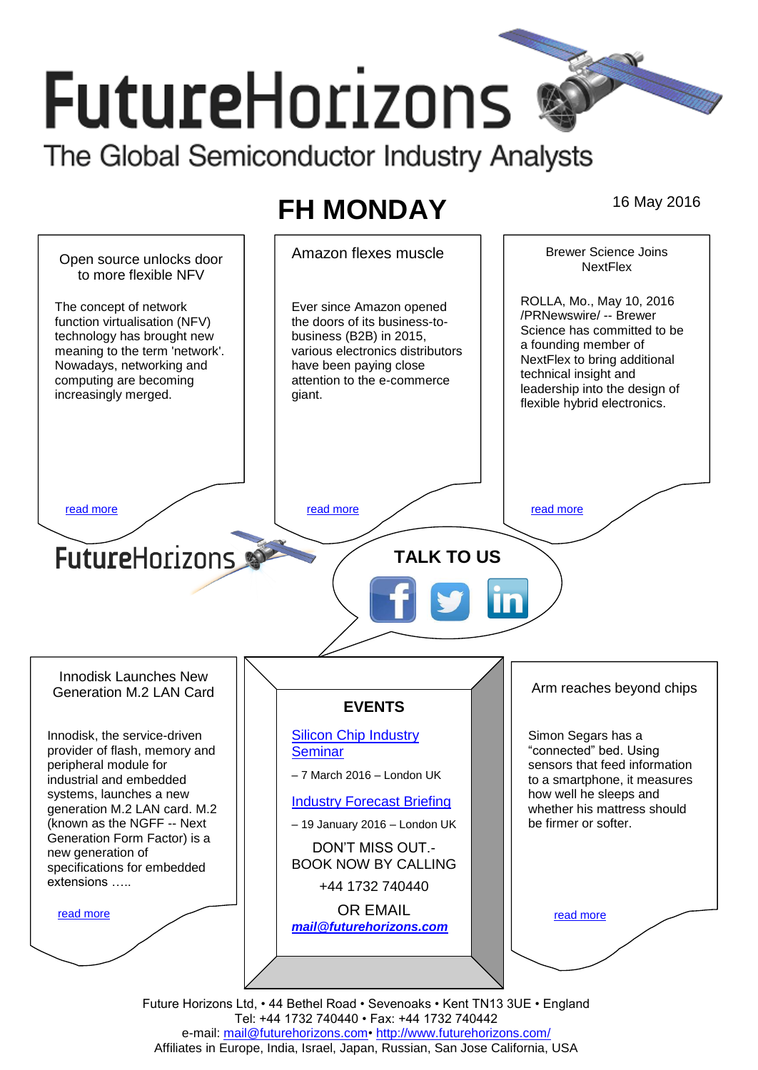# FutureHorizons

The Global Semiconductor Industry Analysts

## FH MONDAY

16 May 2016

### Open source unlocks door to more flexible NFV

The concept of network function virtualisation (NFV) technology has brought new meaning to the term 'network'. Nowadays, networking and computing are becoming increasingly merged.

read more

### Amazon flexes muscle

Ever since Amazon opened the doors of its business-to-business (B2B) in 2015, various electronics distributors have been paying close attention to the e-commerce giant.

read more

### Brewer Science Joins NextFlex

ROLLA, Mo., May 10, 2016 /PRNewswire/ -- Brewer Science has committed to be a founding member of NextFlex to bring additional technical insight and leadership into the design of flexible hybrid electronics.

read more

FutureHorizons

**TALK TO US**

### Innodisk Launches New Generation M.2 LAN Card

Innodisk, the service-driven provider of flash, memory and peripheral module for industrial and embedded systems, launches a new generation M.2 LAN card. M.2 (known as the NGFF -- Next Generation Form Factor) is a new generation of specifications for embedded extensions …..

read more

### EVENTS

Silicon Chip Industry Seminar

– 7 March 2016 – London UK

Industry Forecast Briefing

– 19 January 2016 – London UK

DON'T MISS OUT.- BOOK NOW BY CALLING

+44 1732 740440

OR EMAIL

***mail@futurehorizons.com***

### Arm reaches beyond chips

Simon Segars has a "connected" bed. Using sensors that feed information to a smartphone, it measures how well he sleeps and whether his mattress should be firmer or softer.

read more

Future Horizons Ltd, • 44 Bethel Road • Sevenoaks • Kent TN13 3UE • England
Tel: +44 1732 740440 • Fax: +44 1732 740442
e-mail: mail@futurehorizons.com• http://www.futurehorizons.com/
Affiliates in Europe, India, Israel, Japan, Russian, San Jose California, USA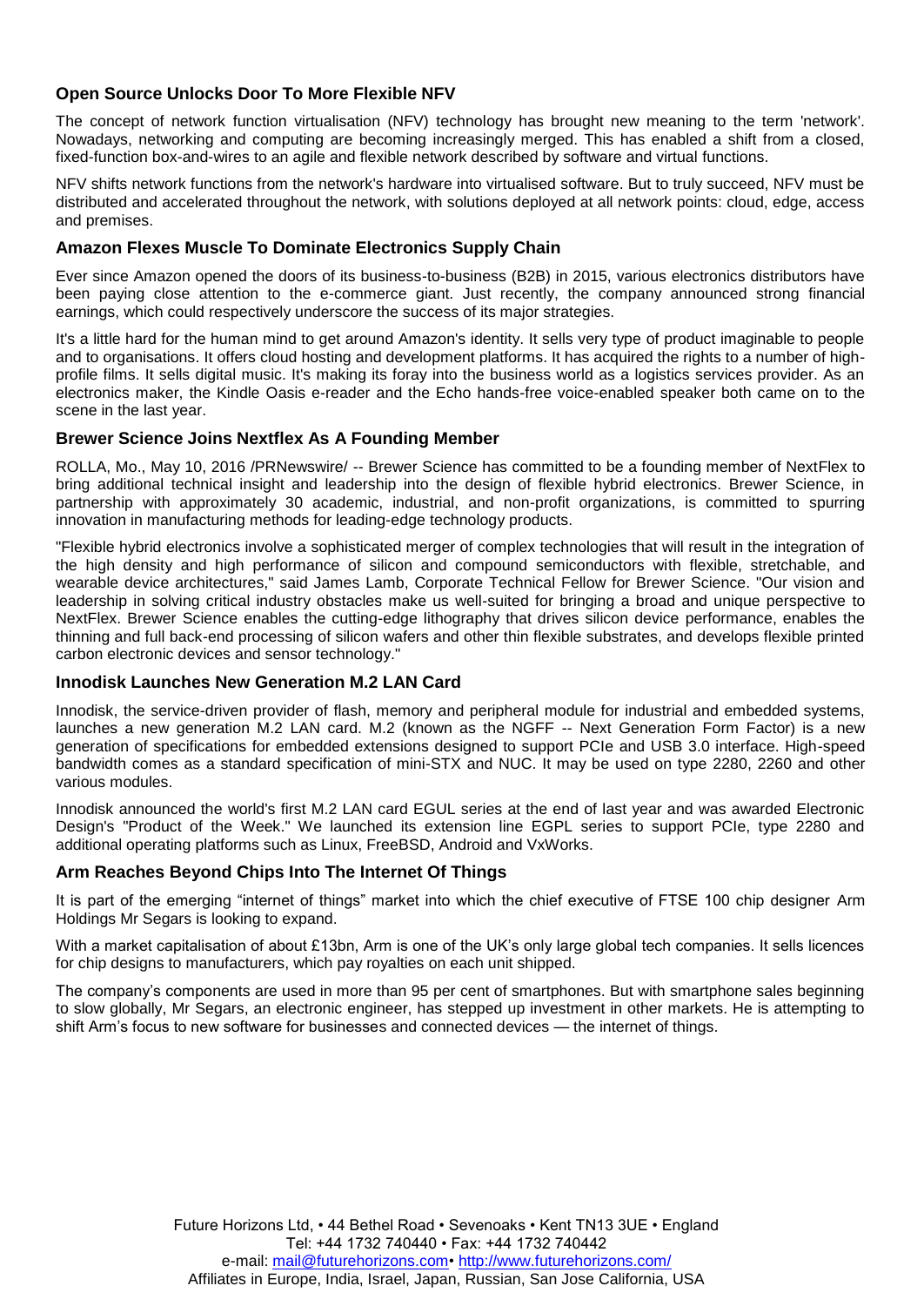### Open Source Unlocks Door To More Flexible NFV

The concept of network function virtualisation (NFV) technology has brought new meaning to the term 'network'. Nowadays, networking and computing are becoming increasingly merged. This has enabled a shift from a closed, fixed-function box-and-wires to an agile and flexible network described by software and virtual functions.

NFV shifts network functions from the network's hardware into virtualised software. But to truly succeed, NFV must be distributed and accelerated throughout the network, with solutions deployed at all network points: cloud, edge, access and premises.

### Amazon Flexes Muscle To Dominate Electronics Supply Chain

Ever since Amazon opened the doors of its business-to-business (B2B) in 2015, various electronics distributors have been paying close attention to the e-commerce giant. Just recently, the company announced strong financial earnings, which could respectively underscore the success of its major strategies.

It's a little hard for the human mind to get around Amazon's identity. It sells very type of product imaginable to people and to organisations. It offers cloud hosting and development platforms. It has acquired the rights to a number of high-profile films. It sells digital music. It's making its foray into the business world as a logistics services provider. As an electronics maker, the Kindle Oasis e-reader and the Echo hands-free voice-enabled speaker both came on to the scene in the last year.

### Brewer Science Joins Nextflex As A Founding Member

ROLLA, Mo., May 10, 2016 /PRNewswire/ -- Brewer Science has committed to be a founding member of NextFlex to bring additional technical insight and leadership into the design of flexible hybrid electronics. Brewer Science, in partnership with approximately 30 academic, industrial, and non-profit organizations, is committed to spurring innovation in manufacturing methods for leading-edge technology products.

"Flexible hybrid electronics involve a sophisticated merger of complex technologies that will result in the integration of the high density and high performance of silicon and compound semiconductors with flexible, stretchable, and wearable device architectures," said James Lamb, Corporate Technical Fellow for Brewer Science. "Our vision and leadership in solving critical industry obstacles make us well-suited for bringing a broad and unique perspective to NextFlex. Brewer Science enables the cutting-edge lithography that drives silicon device performance, enables the thinning and full back-end processing of silicon wafers and other thin flexible substrates, and develops flexible printed carbon electronic devices and sensor technology."

### Innodisk Launches New Generation M.2 LAN Card

Innodisk, the service-driven provider of flash, memory and peripheral module for industrial and embedded systems, launches a new generation M.2 LAN card. M.2 (known as the NGFF -- Next Generation Form Factor) is a new generation of specifications for embedded extensions designed to support PCIe and USB 3.0 interface. High-speed bandwidth comes as a standard specification of mini-STX and NUC. It may be used on type 2280, 2260 and other various modules.

Innodisk announced the world's first M.2 LAN card EGUL series at the end of last year and was awarded Electronic Design's "Product of the Week." We launched its extension line EGPL series to support PCIe, type 2280 and additional operating platforms such as Linux, FreeBSD, Android and VxWorks.

### Arm Reaches Beyond Chips Into The Internet Of Things

It is part of the emerging "internet of things" market into which the chief executive of FTSE 100 chip designer Arm Holdings Mr Segars is looking to expand.

With a market capitalisation of about £13bn, Arm is one of the UK's only large global tech companies. It sells licences for chip designs to manufacturers, which pay royalties on each unit shipped.

The company's components are used in more than 95 per cent of smartphones. But with smartphone sales beginning to slow globally, Mr Segars, an electronic engineer, has stepped up investment in other markets. He is attempting to shift Arm's focus to new software for businesses and connected devices — the internet of things.

Future Horizons Ltd, • 44 Bethel Road • Sevenoaks • Kent TN13 3UE • England
Tel: +44 1732 740440 • Fax: +44 1732 740442
e-mail: mail@futurehorizons.com• http://www.futurehorizons.com/
Affiliates in Europe, India, Israel, Japan, Russian, San Jose California, USA